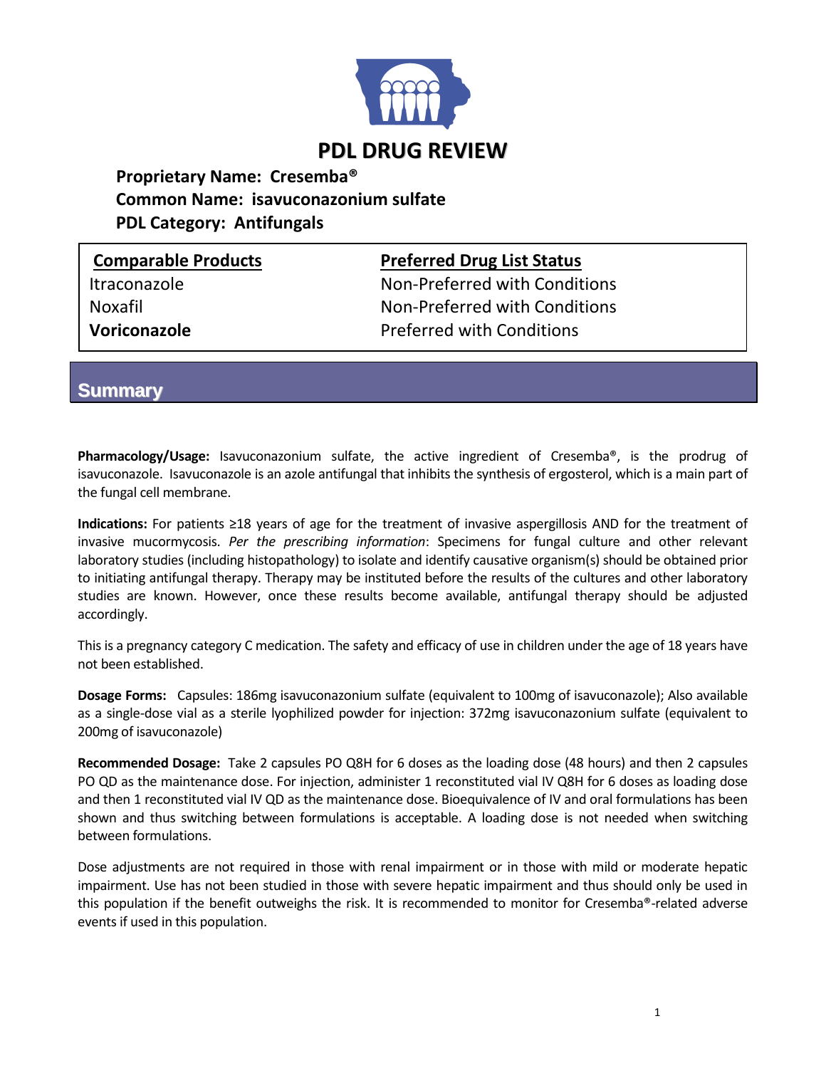# PDL DRUG REVIEW

**Proprietary Name: Cresemba®**
**Common Name: isavuconazonium sulfate**
**PDL Category: Antifungals**

| Comparable Products | Preferred Drug List Status |
|---|---|
| Itraconazole | Non-Preferred with Conditions |
| Noxafil | Non-Preferred with Conditions |
| **Voriconazole** | Preferred with Conditions |

## Summary

**Pharmacology/Usage:** Isavuconazonium sulfate, the active ingredient of Cresemba®, is the prodrug of isavuconazole. Isavuconazole is an azole antifungal that inhibits the synthesis of ergosterol, which is a main part of the fungal cell membrane.

**Indications:** For patients ≥18 years of age for the treatment of invasive aspergillosis AND for the treatment of invasive mucormycosis. *Per the prescribing information*: Specimens for fungal culture and other relevant laboratory studies (including histopathology) to isolate and identify causative organism(s) should be obtained prior to initiating antifungal therapy. Therapy may be instituted before the results of the cultures and other laboratory studies are known. However, once these results become available, antifungal therapy should be adjusted accordingly.

This is a pregnancy category C medication. The safety and efficacy of use in children under the age of 18 years have not been established.

**Dosage Forms:** Capsules: 186mg isavuconazonium sulfate (equivalent to 100mg of isavuconazole); Also available as a single-dose vial as a sterile lyophilized powder for injection: 372mg isavuconazonium sulfate (equivalent to 200mg of isavuconazole)

**Recommended Dosage:** Take 2 capsules PO Q8H for 6 doses as the loading dose (48 hours) and then 2 capsules PO QD as the maintenance dose. For injection, administer 1 reconstituted vial IV Q8H for 6 doses as loading dose and then 1 reconstituted vial IV QD as the maintenance dose. Bioequivalence of IV and oral formulations has been shown and thus switching between formulations is acceptable. A loading dose is not needed when switching between formulations.

Dose adjustments are not required in those with renal impairment or in those with mild or moderate hepatic impairment. Use has not been studied in those with severe hepatic impairment and thus should only be used in this population if the benefit outweighs the risk. It is recommended to monitor for Cresemba®-related adverse events if used in this population.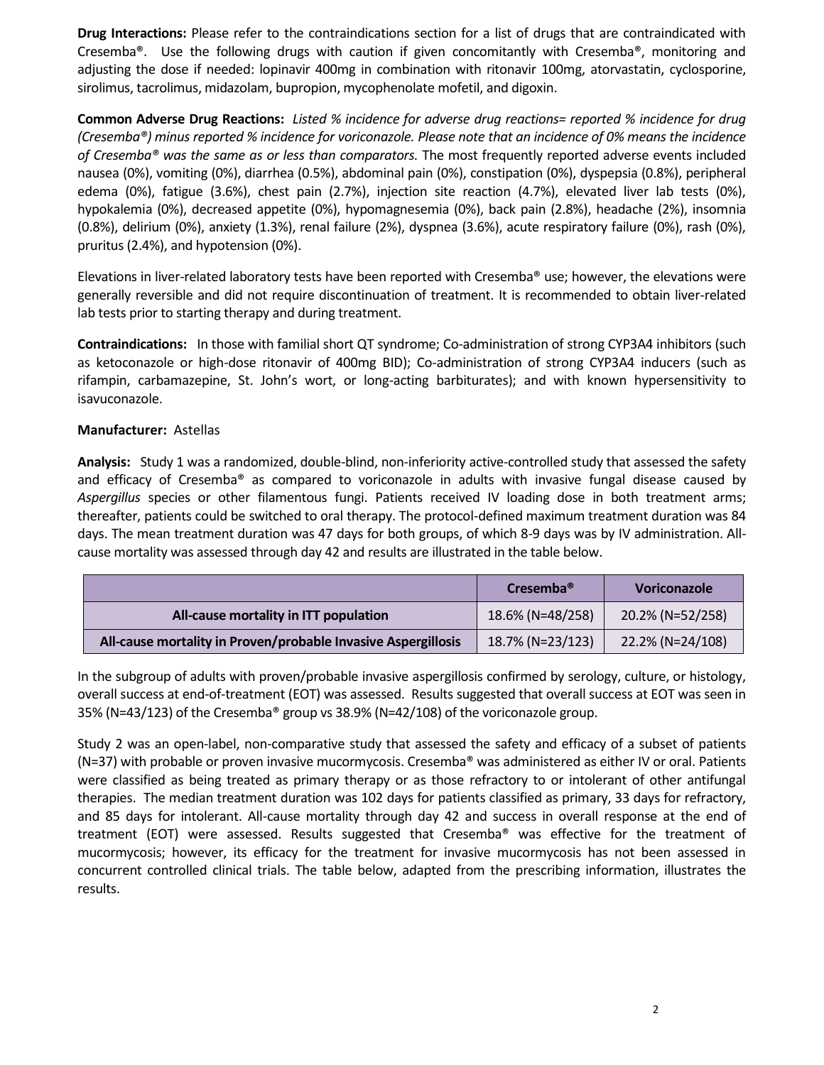**Drug Interactions:** Please refer to the contraindications section for a list of drugs that are contraindicated with Cresemba®. Use the following drugs with caution if given concomitantly with Cresemba®, monitoring and adjusting the dose if needed: lopinavir 400mg in combination with ritonavir 100mg, atorvastatin, cyclosporine, sirolimus, tacrolimus, midazolam, bupropion, mycophenolate mofetil, and digoxin.

**Common Adverse Drug Reactions:** *Listed % incidence for adverse drug reactions= reported % incidence for drug (Cresemba®) minus reported % incidence for voriconazole. Please note that an incidence of 0% means the incidence of Cresemba® was the same as or less than comparators.* The most frequently reported adverse events included nausea (0%), vomiting (0%), diarrhea (0.5%), abdominal pain (0%), constipation (0%), dyspepsia (0.8%), peripheral edema (0%), fatigue (3.6%), chest pain (2.7%), injection site reaction (4.7%), elevated liver lab tests (0%), hypokalemia (0%), decreased appetite (0%), hypomagnesemia (0%), back pain (2.8%), headache (2%), insomnia (0.8%), delirium (0%), anxiety (1.3%), renal failure (2%), dyspnea (3.6%), acute respiratory failure (0%), rash (0%), pruritus (2.4%), and hypotension (0%).

Elevations in liver-related laboratory tests have been reported with Cresemba® use; however, the elevations were generally reversible and did not require discontinuation of treatment. It is recommended to obtain liver-related lab tests prior to starting therapy and during treatment.

**Contraindications:** In those with familial short QT syndrome; Co-administration of strong CYP3A4 inhibitors (such as ketoconazole or high-dose ritonavir of 400mg BID); Co-administration of strong CYP3A4 inducers (such as rifampin, carbamazepine, St. John's wort, or long-acting barbiturates); and with known hypersensitivity to isavuconazole.

**Manufacturer:** Astellas

**Analysis:** Study 1 was a randomized, double-blind, non-inferiority active-controlled study that assessed the safety and efficacy of Cresemba® as compared to voriconazole in adults with invasive fungal disease caused by *Aspergillus* species or other filamentous fungi. Patients received IV loading dose in both treatment arms; thereafter, patients could be switched to oral therapy. The protocol-defined maximum treatment duration was 84 days. The mean treatment duration was 47 days for both groups, of which 8-9 days was by IV administration. All-cause mortality was assessed through day 42 and results are illustrated in the table below.

| | Cresemba® | Voriconazole |
|---|---|---|
| **All-cause mortality in ITT population** | 18.6% (N=48/258) | 20.2% (N=52/258) |
| **All-cause mortality in Proven/probable Invasive Aspergillosis** | 18.7% (N=23/123) | 22.2% (N=24/108) |

In the subgroup of adults with proven/probable invasive aspergillosis confirmed by serology, culture, or histology, overall success at end-of-treatment (EOT) was assessed. Results suggested that overall success at EOT was seen in 35% (N=43/123) of the Cresemba® group vs 38.9% (N=42/108) of the voriconazole group.

Study 2 was an open-label, non-comparative study that assessed the safety and efficacy of a subset of patients (N=37) with probable or proven invasive mucormycosis. Cresemba® was administered as either IV or oral. Patients were classified as being treated as primary therapy or as those refractory to or intolerant of other antifungal therapies. The median treatment duration was 102 days for patients classified as primary, 33 days for refractory, and 85 days for intolerant. All-cause mortality through day 42 and success in overall response at the end of treatment (EOT) were assessed. Results suggested that Cresemba® was effective for the treatment of mucormycosis; however, its efficacy for the treatment for invasive mucormycosis has not been assessed in concurrent controlled clinical trials. The table below, adapted from the prescribing information, illustrates the results.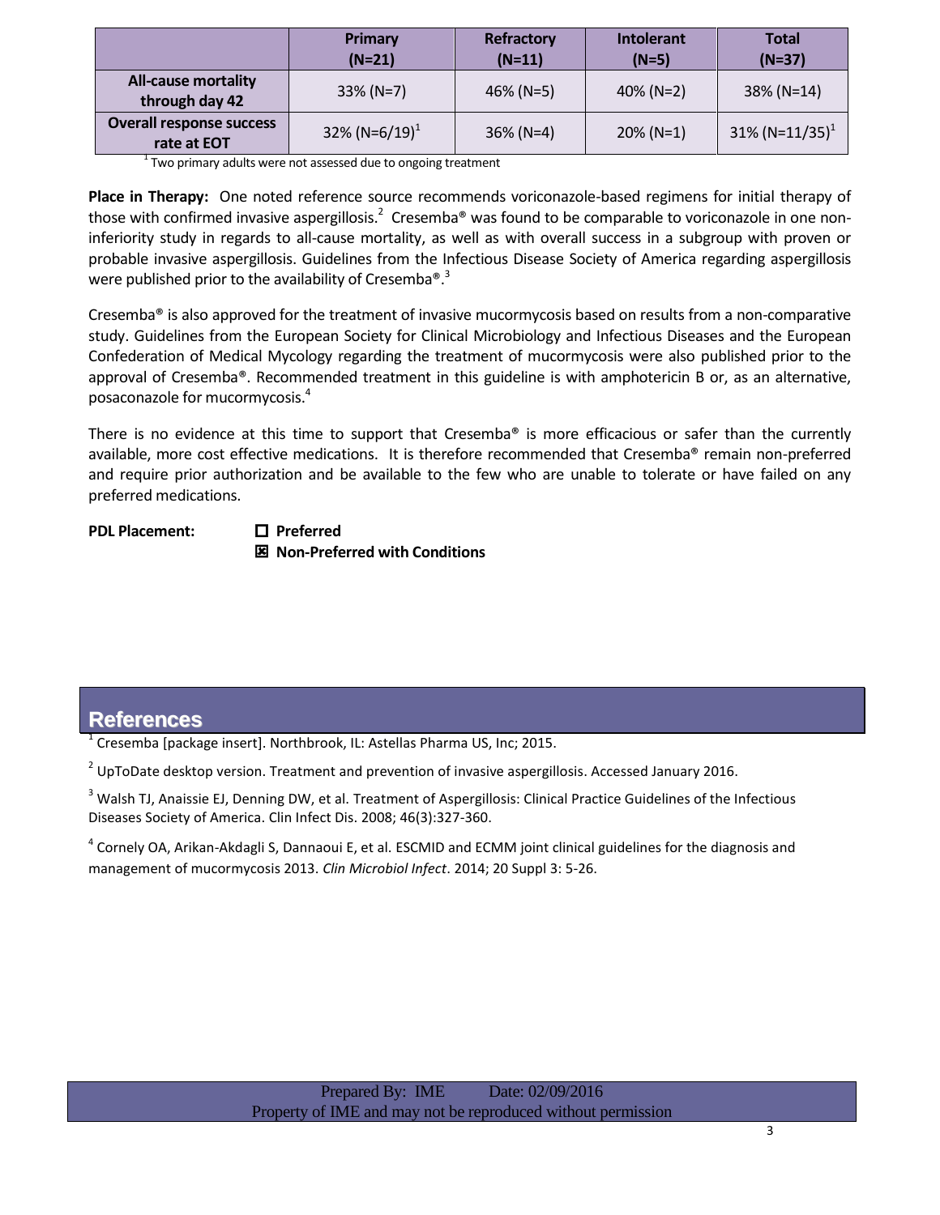| | Primary (N=21) | Refractory (N=11) | Intolerant (N=5) | Total (N=37) |
|---|---|---|---|---|
| **All-cause mortality through day 42** | 33% (N=7) | 46% (N=5) | 40% (N=2) | 38% (N=14) |
| **Overall response success rate at EOT** | 32% (N=6/19)[1] | 36% (N=4) | 20% (N=1) | 31% (N=11/35)[1] |

[1] Two primary adults were not assessed due to ongoing treatment

**Place in Therapy:** One noted reference source recommends voriconazole-based regimens for initial therapy of those with confirmed invasive aspergillosis.[2] Cresemba® was found to be comparable to voriconazole in one non-inferiority study in regards to all-cause mortality, as well as with overall success in a subgroup with proven or probable invasive aspergillosis. Guidelines from the Infectious Disease Society of America regarding aspergillosis were published prior to the availability of Cresemba®.[3]

Cresemba® is also approved for the treatment of invasive mucormycosis based on results from a non-comparative study. Guidelines from the European Society for Clinical Microbiology and Infectious Diseases and the European Confederation of Medical Mycology regarding the treatment of mucormycosis were also published prior to the approval of Cresemba®. Recommended treatment in this guideline is with amphotericin B or, as an alternative, posaconazole for mucormycosis.[4]

There is no evidence at this time to support that Cresemba® is more efficacious or safer than the currently available, more cost effective medications. It is therefore recommended that Cresemba® remain non-preferred and require prior authorization and be available to the few who are unable to tolerate or have failed on any preferred medications.

**PDL Placement:**
- ☐ **Preferred**
- ☒ **Non-Preferred with Conditions**

## References

[1] Cresemba [package insert]. Northbrook, IL: Astellas Pharma US, Inc; 2015.

[2] UpToDate desktop version. Treatment and prevention of invasive aspergillosis. Accessed January 2016.

[3] Walsh TJ, Anaissie EJ, Denning DW, et al. Treatment of Aspergillosis: Clinical Practice Guidelines of the Infectious Diseases Society of America. Clin Infect Dis. 2008; 46(3):327-360.

[4] Cornely OA, Arikan-Akdagli S, Dannaoui E, et al. ESCMID and ECMM joint clinical guidelines for the diagnosis and management of mucormycosis 2013. *Clin Microbiol Infect*. 2014; 20 Suppl 3: 5-26.

Prepared By: IME Date: 02/09/2016
Property of IME and may not be reproduced without permission